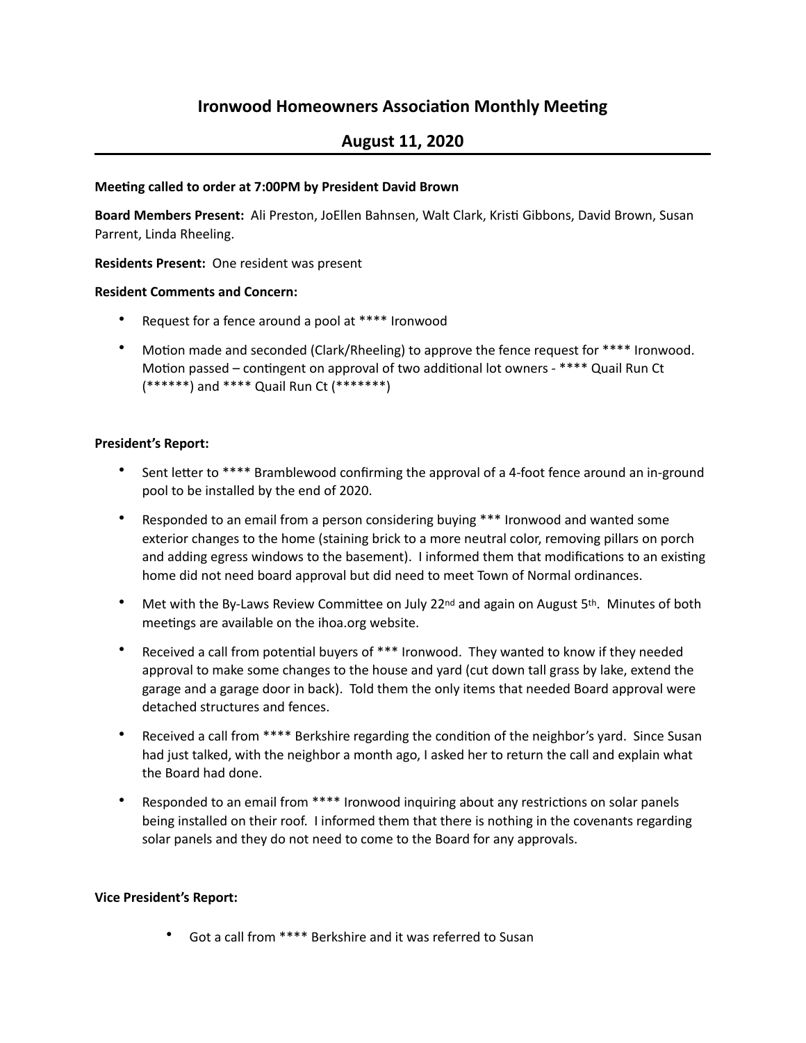# Ironwood Homeowners Association Monthly Meeting

## August 11, 2020

**Meeting called to order at 7:00PM by President David Brown**

**Board Members Present:** Ali Preston, JoEllen Bahnsen, Walt Clark, Kristi Gibbons, David Brown, Susan Parrent, Linda Rheeling.

**Residents Present:** One resident was present

**Resident Comments and Concern:**

- Request for a fence around a pool at **** Ironwood
- Motion made and seconded (Clark/Rheeling) to approve the fence request for **** Ironwood. Motion passed – contingent on approval of two additional lot owners - **** Quail Run Ct (******) and **** Quail Run Ct (*******)

**President's Report:**

- Sent letter to **** Bramblewood confirming the approval of a 4-foot fence around an in-ground pool to be installed by the end of 2020.
- Responded to an email from a person considering buying *** Ironwood and wanted some exterior changes to the home (staining brick to a more neutral color, removing pillars on porch and adding egress windows to the basement). I informed them that modifications to an existing home did not need board approval but did need to meet Town of Normal ordinances.
- Met with the By-Laws Review Committee on July 22nd and again on August 5th. Minutes of both meetings are available on the ihoa.org website.
- Received a call from potential buyers of *** Ironwood. They wanted to know if they needed approval to make some changes to the house and yard (cut down tall grass by lake, extend the garage and a garage door in back). Told them the only items that needed Board approval were detached structures and fences.
- Received a call from **** Berkshire regarding the condition of the neighbor's yard. Since Susan had just talked, with the neighbor a month ago, I asked her to return the call and explain what the Board had done.
- Responded to an email from **** Ironwood inquiring about any restrictions on solar panels being installed on their roof. I informed them that there is nothing in the covenants regarding solar panels and they do not need to come to the Board for any approvals.

**Vice President's Report:**

- Got a call from **** Berkshire and it was referred to Susan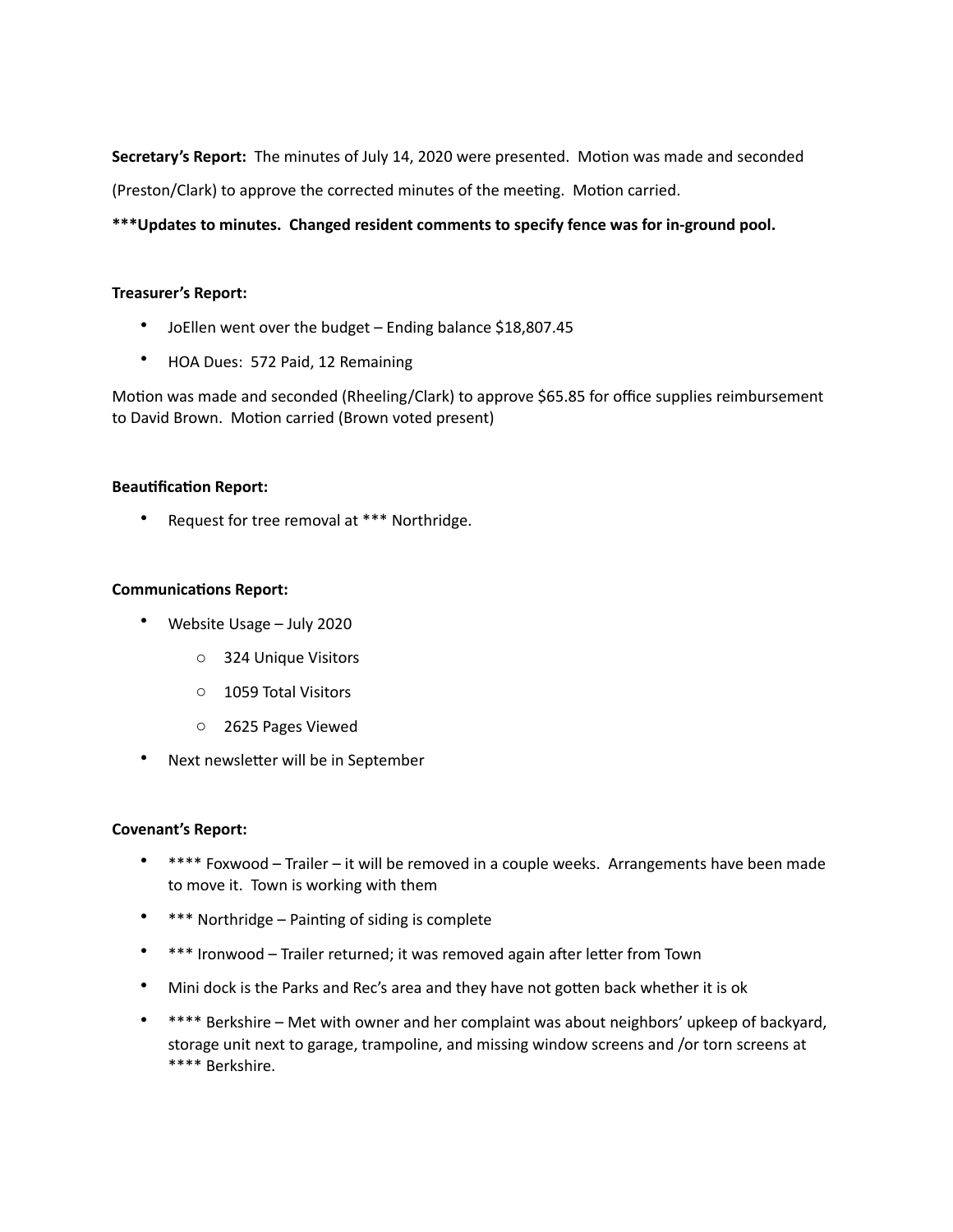**Secretary's Report:** The minutes of July 14, 2020 were presented. Motion was made and seconded (Preston/Clark) to approve the corrected minutes of the meeting. Motion carried.

**\*\*\*Updates to minutes. Changed resident comments to specify fence was for in-ground pool.**

**Treasurer's Report:**

- JoEllen went over the budget – Ending balance $18,807.45
- HOA Dues: 572 Paid, 12 Remaining

Motion was made and seconded (Rheeling/Clark) to approve $65.85 for office supplies reimbursement to David Brown. Motion carried (Brown voted present)

**Beautification Report:**

- Request for tree removal at *** Northridge.

**Communications Report:**

- Website Usage – July 2020
  - 324 Unique Visitors
  - 1059 Total Visitors
  - 2625 Pages Viewed
- Next newsletter will be in September

**Covenant's Report:**

- **** Foxwood – Trailer – it will be removed in a couple weeks. Arrangements have been made to move it. Town is working with them
- *** Northridge – Painting of siding is complete
- *** Ironwood – Trailer returned; it was removed again after letter from Town
- Mini dock is the Parks and Rec's area and they have not gotten back whether it is ok
- **** Berkshire – Met with owner and her complaint was about neighbors' upkeep of backyard, storage unit next to garage, trampoline, and missing window screens and /or torn screens at **** Berkshire.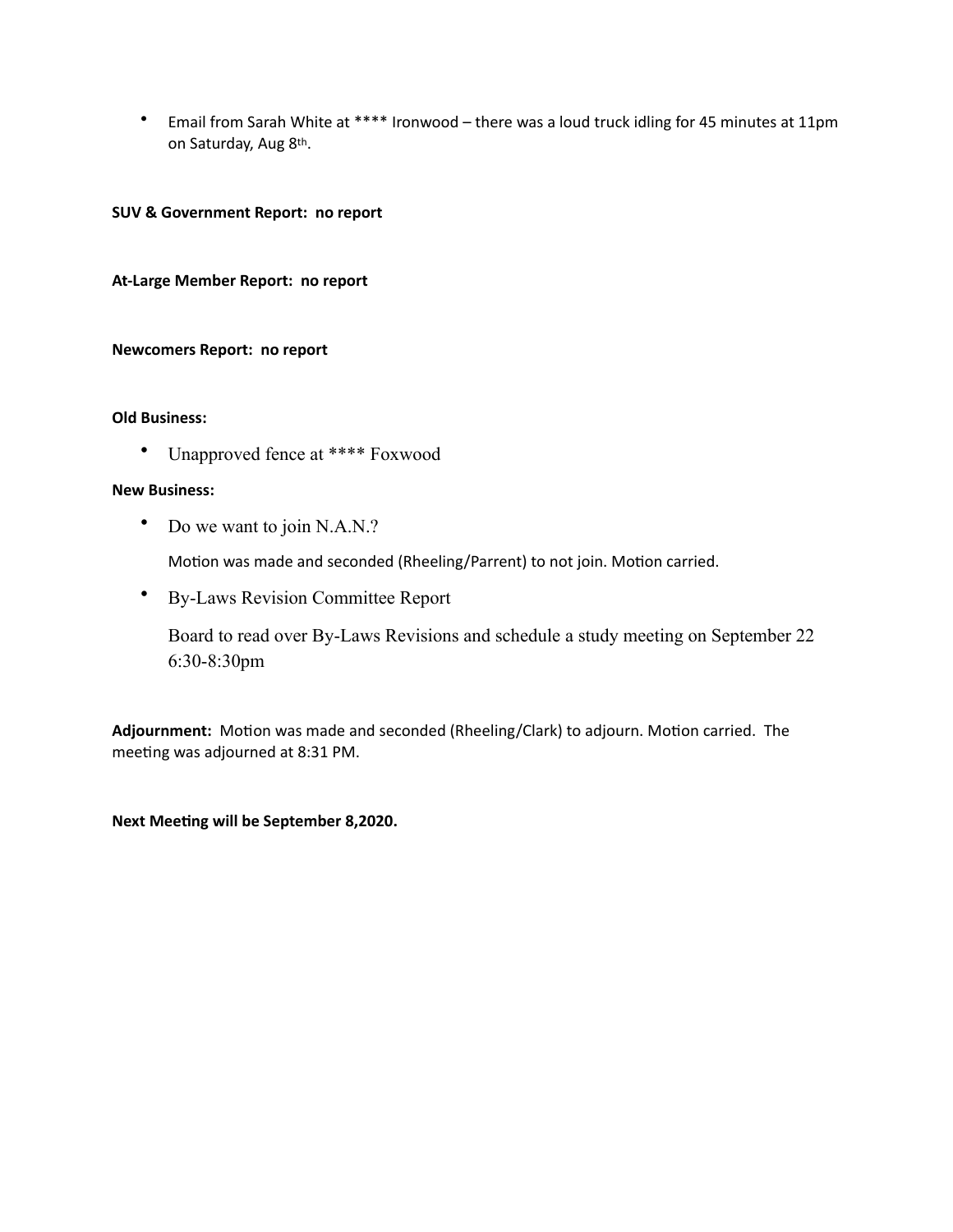- Email from Sarah White at **** Ironwood – there was a loud truck idling for 45 minutes at 11pm on Saturday, Aug 8th.

**SUV & Government Report: no report**

**At-Large Member Report: no report**

**Newcomers Report: no report**

**Old Business:**

- Unapproved fence at **** Foxwood

**New Business:**

- Do we want to join N.A.N.?

  Motion was made and seconded (Rheeling/Parrent) to not join. Motion carried.

- By-Laws Revision Committee Report

  Board to read over By-Laws Revisions and schedule a study meeting on September 22 6:30-8:30pm

**Adjournment:** Motion was made and seconded (Rheeling/Clark) to adjourn. Motion carried. The meeting was adjourned at 8:31 PM.

**Next Meeting will be September 8,2020.**